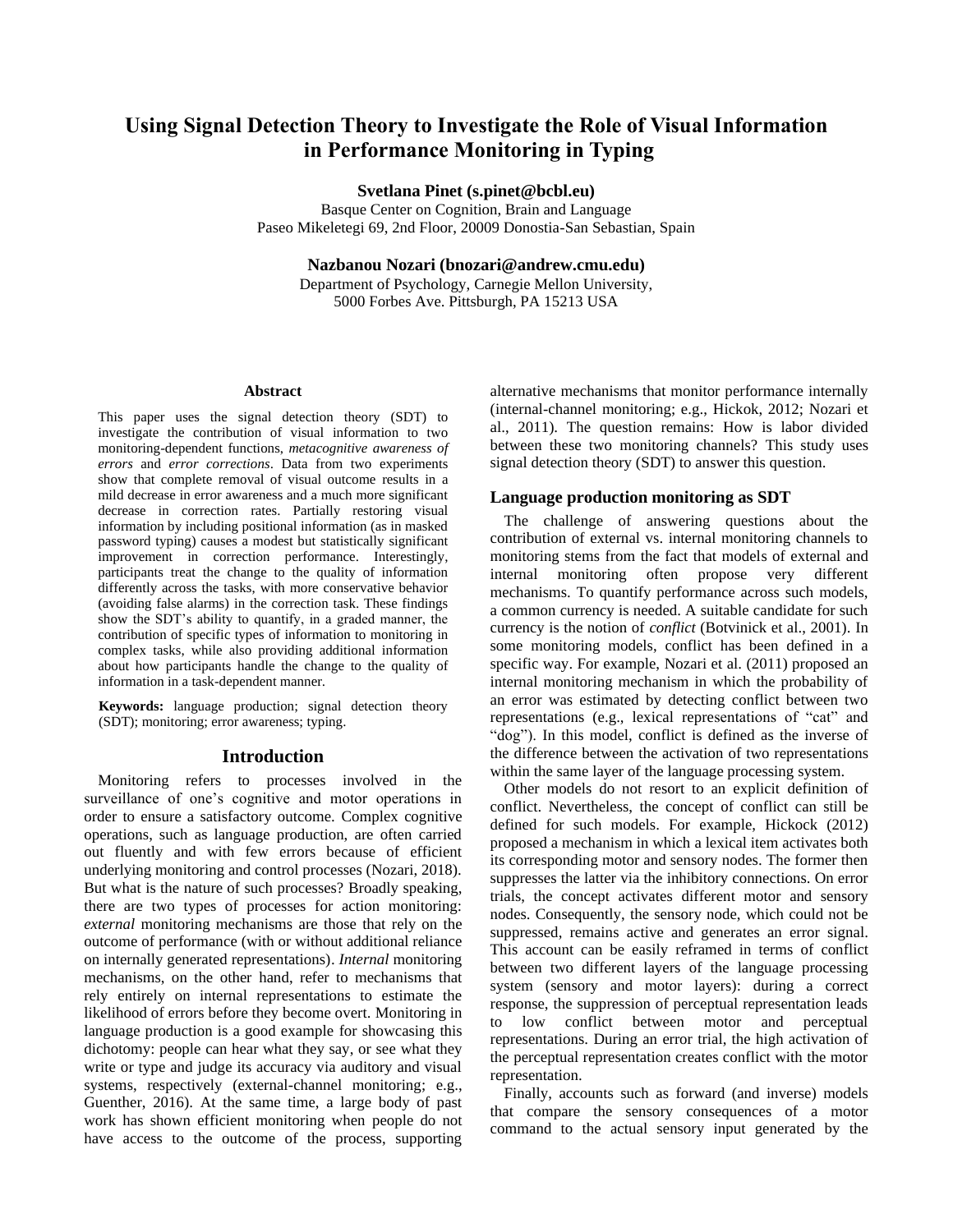# Using Signal Detection Theory to Investigate the Role of Visual Information in Performance Monitoring in Typing

**Svetlana Pinet (s.pinet@bcbl.eu)**
Basque Center on Cognition, Brain and Language
Paseo Mikeletegi 69, 2nd Floor, 20009 Donostia-San Sebastian, Spain

**Nazbanou Nozari (bnozari@andrew.cmu.edu)**
Department of Psychology, Carnegie Mellon University,
5000 Forbes Ave. Pittsburgh, PA 15213 USA

## Abstract

This paper uses the signal detection theory (SDT) to investigate the contribution of visual information to two monitoring-dependent functions, *metacognitive awareness of errors* and *error corrections*. Data from two experiments show that complete removal of visual outcome results in a mild decrease in error awareness and a much more significant decrease in correction rates. Partially restoring visual information by including positional information (as in masked password typing) causes a modest but statistically significant improvement in correction performance. Interestingly, participants treat the change to the quality of information differently across the tasks, with more conservative behavior (avoiding false alarms) in the correction task. These findings show the SDT's ability to quantify, in a graded manner, the contribution of specific types of information to monitoring in complex tasks, while also providing additional information about how participants handle the change to the quality of information in a task-dependent manner.

**Keywords:** language production; signal detection theory (SDT); monitoring; error awareness; typing.

## Introduction

Monitoring refers to processes involved in the surveillance of one's cognitive and motor operations in order to ensure a satisfactory outcome. Complex cognitive operations, such as language production, are often carried out fluently and with few errors because of efficient underlying monitoring and control processes (Nozari, 2018). But what is the nature of such processes? Broadly speaking, there are two types of processes for action monitoring: *external* monitoring mechanisms are those that rely on the outcome of performance (with or without additional reliance on internally generated representations). *Internal* monitoring mechanisms, on the other hand, refer to mechanisms that rely entirely on internal representations to estimate the likelihood of errors before they become overt. Monitoring in language production is a good example for showcasing this dichotomy: people can hear what they say, or see what they write or type and judge its accuracy via auditory and visual systems, respectively (external-channel monitoring; e.g., Guenther, 2016). At the same time, a large body of past work has shown efficient monitoring when people do not have access to the outcome of the process, supporting alternative mechanisms that monitor performance internally (internal-channel monitoring; e.g., Hickok, 2012; Nozari et al., 2011). The question remains: How is labor divided between these two monitoring channels? This study uses signal detection theory (SDT) to answer this question.

### Language production monitoring as SDT

The challenge of answering questions about the contribution of external vs. internal monitoring channels to monitoring stems from the fact that models of external and internal monitoring often propose very different mechanisms. To quantify performance across such models, a common currency is needed. A suitable candidate for such currency is the notion of *conflict* (Botvinick et al., 2001). In some monitoring models, conflict has been defined in a specific way. For example, Nozari et al. (2011) proposed an internal monitoring mechanism in which the probability of an error was estimated by detecting conflict between two representations (e.g., lexical representations of "cat" and "dog"). In this model, conflict is defined as the inverse of the difference between the activation of two representations within the same layer of the language processing system.

Other models do not resort to an explicit definition of conflict. Nevertheless, the concept of conflict can still be defined for such models. For example, Hickock (2012) proposed a mechanism in which a lexical item activates both its corresponding motor and sensory nodes. The former then suppresses the latter via the inhibitory connections. On error trials, the concept activates different motor and sensory nodes. Consequently, the sensory node, which could not be suppressed, remains active and generates an error signal. This account can be easily reframed in terms of conflict between two different layers of the language processing system (sensory and motor layers): during a correct response, the suppression of perceptual representation leads to low conflict between motor and perceptual representations. During an error trial, the high activation of the perceptual representation creates conflict with the motor representation.

Finally, accounts such as forward (and inverse) models that compare the sensory consequences of a motor command to the actual sensory input generated by the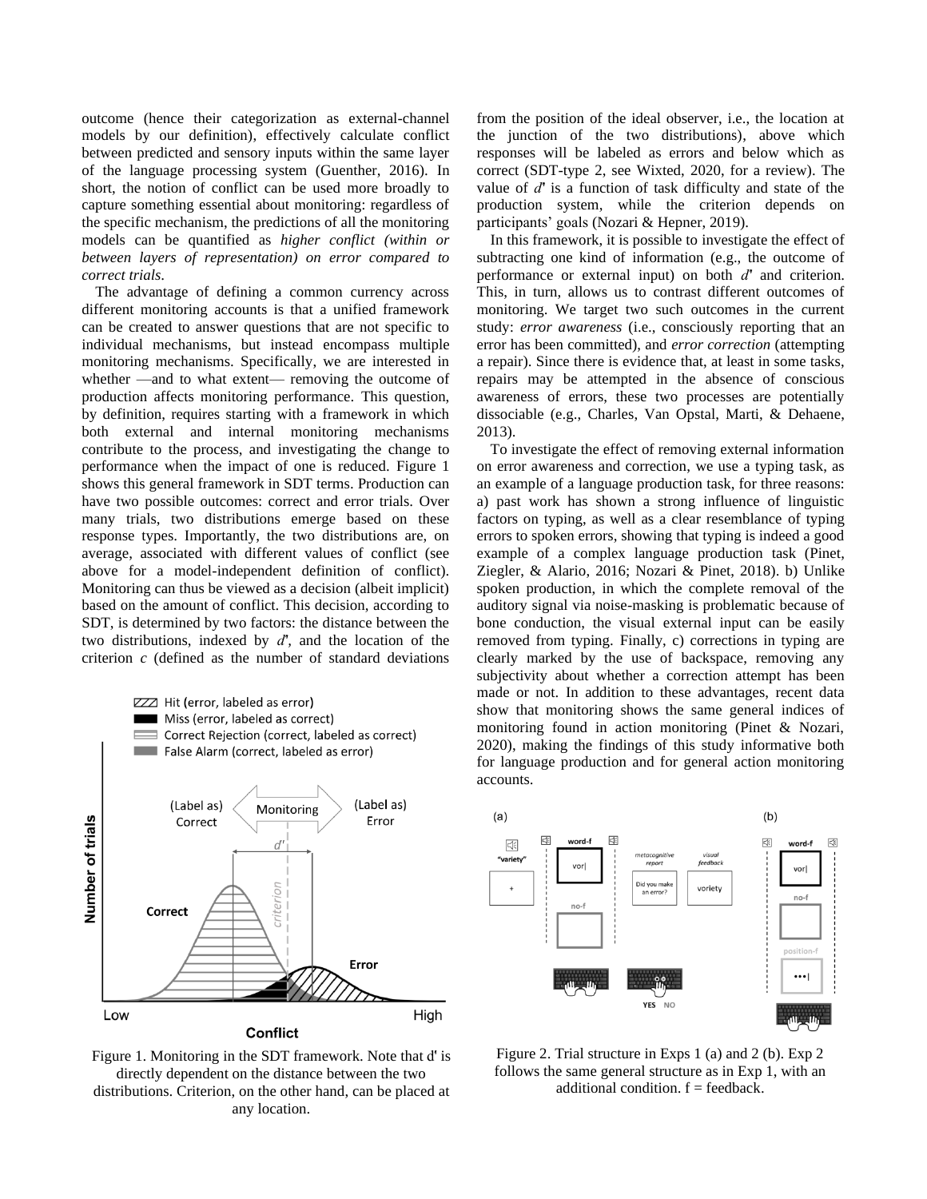outcome (hence their categorization as external-channel models by our definition), effectively calculate conflict between predicted and sensory inputs within the same layer of the language processing system (Guenther, 2016). In short, the notion of conflict can be used more broadly to capture something essential about monitoring: regardless of the specific mechanism, the predictions of all the monitoring models can be quantified as *higher conflict (within or between layers of representation) on error compared to correct trials*.

The advantage of defining a common currency across different monitoring accounts is that a unified framework can be created to answer questions that are not specific to individual mechanisms, but instead encompass multiple monitoring mechanisms. Specifically, we are interested in whether —and to what extent— removing the outcome of production affects monitoring performance. This question, by definition, requires starting with a framework in which both external and internal monitoring mechanisms contribute to the process, and investigating the change to performance when the impact of one is reduced. Figure 1 shows this general framework in SDT terms. Production can have two possible outcomes: correct and error trials. Over many trials, two distributions emerge based on these response types. Importantly, the two distributions are, on average, associated with different values of conflict (see above for a model-independent definition of conflict). Monitoring can thus be viewed as a decision (albeit implicit) based on the amount of conflict. This decision, according to SDT, is determined by two factors: the distance between the two distributions, indexed by $d'$, and the location of the criterion $c$ (defined as the number of standard deviations from the position of the ideal observer, i.e., the location at the junction of the two distributions), above which responses will be labeled as errors and below which as correct (SDT-type 2, see Wixted, 2020, for a review). The value of $d'$ is a function of task difficulty and state of the production system, while the criterion depends on participants' goals (Nozari & Hepner, 2019).

Figure 1. Monitoring in the SDT framework. Note that d' is directly dependent on the distance between the two distributions. Criterion, on the other hand, can be placed at any location.

In this framework, it is possible to investigate the effect of subtracting one kind of information (e.g., the outcome of performance or external input) on both $d'$ and criterion. This, in turn, allows us to contrast different outcomes of monitoring. We target two such outcomes in the current study: *error awareness* (i.e., consciously reporting that an error has been committed), and *error correction* (attempting a repair). Since there is evidence that, at least in some tasks, repairs may be attempted in the absence of conscious awareness of errors, these two processes are potentially dissociable (e.g., Charles, Van Opstal, Marti, & Dehaene, 2013).

To investigate the effect of removing external information on error awareness and correction, we use a typing task, as an example of a language production task, for three reasons: a) past work has shown a strong influence of linguistic factors on typing, as well as a clear resemblance of typing errors to spoken errors, showing that typing is indeed a good example of a complex language production task (Pinet, Ziegler, & Alario, 2016; Nozari & Pinet, 2018). b) Unlike spoken production, in which the complete removal of the auditory signal via noise-masking is problematic because of bone conduction, the visual external input can be easily removed from typing. Finally, c) corrections in typing are clearly marked by the use of backspace, removing any subjectivity about whether a correction attempt has been made or not. In addition to these advantages, recent data show that monitoring shows the same general indices of monitoring found in action monitoring (Pinet & Nozari, 2020), making the findings of this study informative both for language production and for general action monitoring accounts.

Figure 2. Trial structure in Exps 1 (a) and 2 (b). Exp 2 follows the same general structure as in Exp 1, with an additional condition. f = feedback.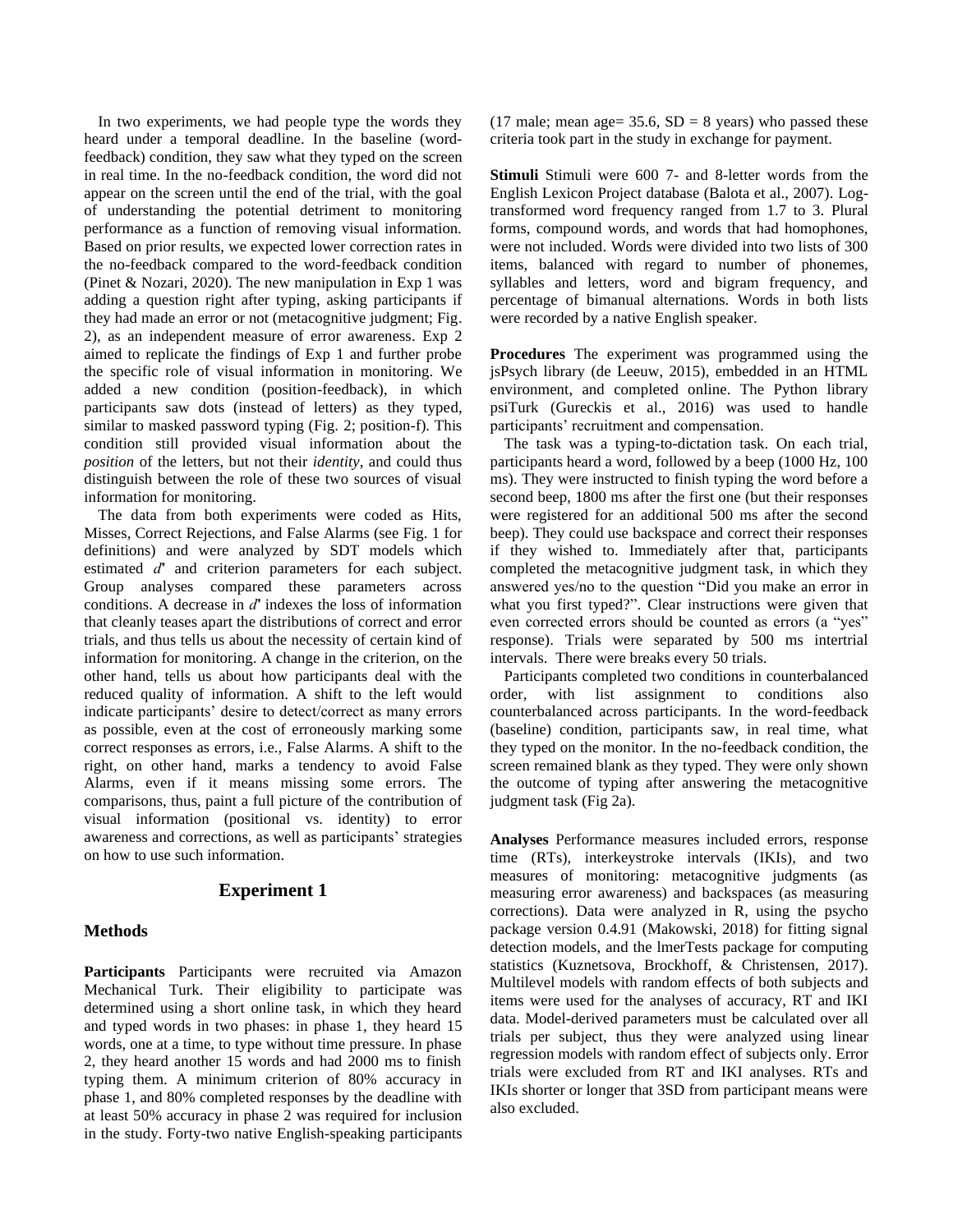In two experiments, we had people type the words they heard under a temporal deadline. In the baseline (word-feedback) condition, they saw what they typed on the screen in real time. In the no-feedback condition, the word did not appear on the screen until the end of the trial, with the goal of understanding the potential detriment to monitoring performance as a function of removing visual information. Based on prior results, we expected lower correction rates in the no-feedback compared to the word-feedback condition (Pinet & Nozari, 2020). The new manipulation in Exp 1 was adding a question right after typing, asking participants if they had made an error or not (metacognitive judgment; Fig. 2), as an independent measure of error awareness. Exp 2 aimed to replicate the findings of Exp 1 and further probe the specific role of visual information in monitoring. We added a new condition (position-feedback), in which participants saw dots (instead of letters) as they typed, similar to masked password typing (Fig. 2; position-f). This condition still provided visual information about the *position* of the letters, but not their *identity*, and could thus distinguish between the role of these two sources of visual information for monitoring.

The data from both experiments were coded as Hits, Misses, Correct Rejections, and False Alarms (see Fig. 1 for definitions) and were analyzed by SDT models which estimated *d*' and criterion parameters for each subject. Group analyses compared these parameters across conditions. A decrease in *d*' indexes the loss of information that cleanly teases apart the distributions of correct and error trials, and thus tells us about the necessity of certain kind of information for monitoring. A change in the criterion, on the other hand, tells us about how participants deal with the reduced quality of information. A shift to the left would indicate participants' desire to detect/correct as many errors as possible, even at the cost of erroneously marking some correct responses as errors, i.e., False Alarms. A shift to the right, on other hand, marks a tendency to avoid False Alarms, even if it means missing some errors. The comparisons, thus, paint a full picture of the contribution of visual information (positional vs. identity) to error awareness and corrections, as well as participants' strategies on how to use such information.

## Experiment 1

### Methods

**Participants** Participants were recruited via Amazon Mechanical Turk. Their eligibility to participate was determined using a short online task, in which they heard and typed words in two phases: in phase 1, they heard 15 words, one at a time, to type without time pressure. In phase 2, they heard another 15 words and had 2000 ms to finish typing them. A minimum criterion of 80% accuracy in phase 1, and 80% completed responses by the deadline with at least 50% accuracy in phase 2 was required for inclusion in the study. Forty-two native English-speaking participants (17 male; mean age= 35.6, SD = 8 years) who passed these criteria took part in the study in exchange for payment.

**Stimuli** Stimuli were 600 7- and 8-letter words from the English Lexicon Project database (Balota et al., 2007). Log-transformed word frequency ranged from 1.7 to 3. Plural forms, compound words, and words that had homophones, were not included. Words were divided into two lists of 300 items, balanced with regard to number of phonemes, syllables and letters, word and bigram frequency, and percentage of bimanual alternations. Words in both lists were recorded by a native English speaker.

**Procedures** The experiment was programmed using the jsPsych library (de Leeuw, 2015), embedded in an HTML environment, and completed online. The Python library psiTurk (Gureckis et al., 2016) was used to handle participants' recruitment and compensation.

The task was a typing-to-dictation task. On each trial, participants heard a word, followed by a beep (1000 Hz, 100 ms). They were instructed to finish typing the word before a second beep, 1800 ms after the first one (but their responses were registered for an additional 500 ms after the second beep). They could use backspace and correct their responses if they wished to. Immediately after that, participants completed the metacognitive judgment task, in which they answered yes/no to the question "Did you make an error in what you first typed?". Clear instructions were given that even corrected errors should be counted as errors (a "yes" response). Trials were separated by 500 ms intertrial intervals. There were breaks every 50 trials.

Participants completed two conditions in counterbalanced order, with list assignment to conditions also counterbalanced across participants. In the word-feedback (baseline) condition, participants saw, in real time, what they typed on the monitor. In the no-feedback condition, the screen remained blank as they typed. They were only shown the outcome of typing after answering the metacognitive judgment task (Fig 2a).

**Analyses** Performance measures included errors, response time (RTs), interkeystroke intervals (IKIs), and two measures of monitoring: metacognitive judgments (as measuring error awareness) and backspaces (as measuring corrections). Data were analyzed in R, using the psycho package version 0.4.91 (Makowski, 2018) for fitting signal detection models, and the lmerTests package for computing statistics (Kuznetsova, Brockhoff, & Christensen, 2017). Multilevel models with random effects of both subjects and items were used for the analyses of accuracy, RT and IKI data. Model-derived parameters must be calculated over all trials per subject, thus they were analyzed using linear regression models with random effect of subjects only. Error trials were excluded from RT and IKI analyses. RTs and IKIs shorter or longer that 3SD from participant means were also excluded.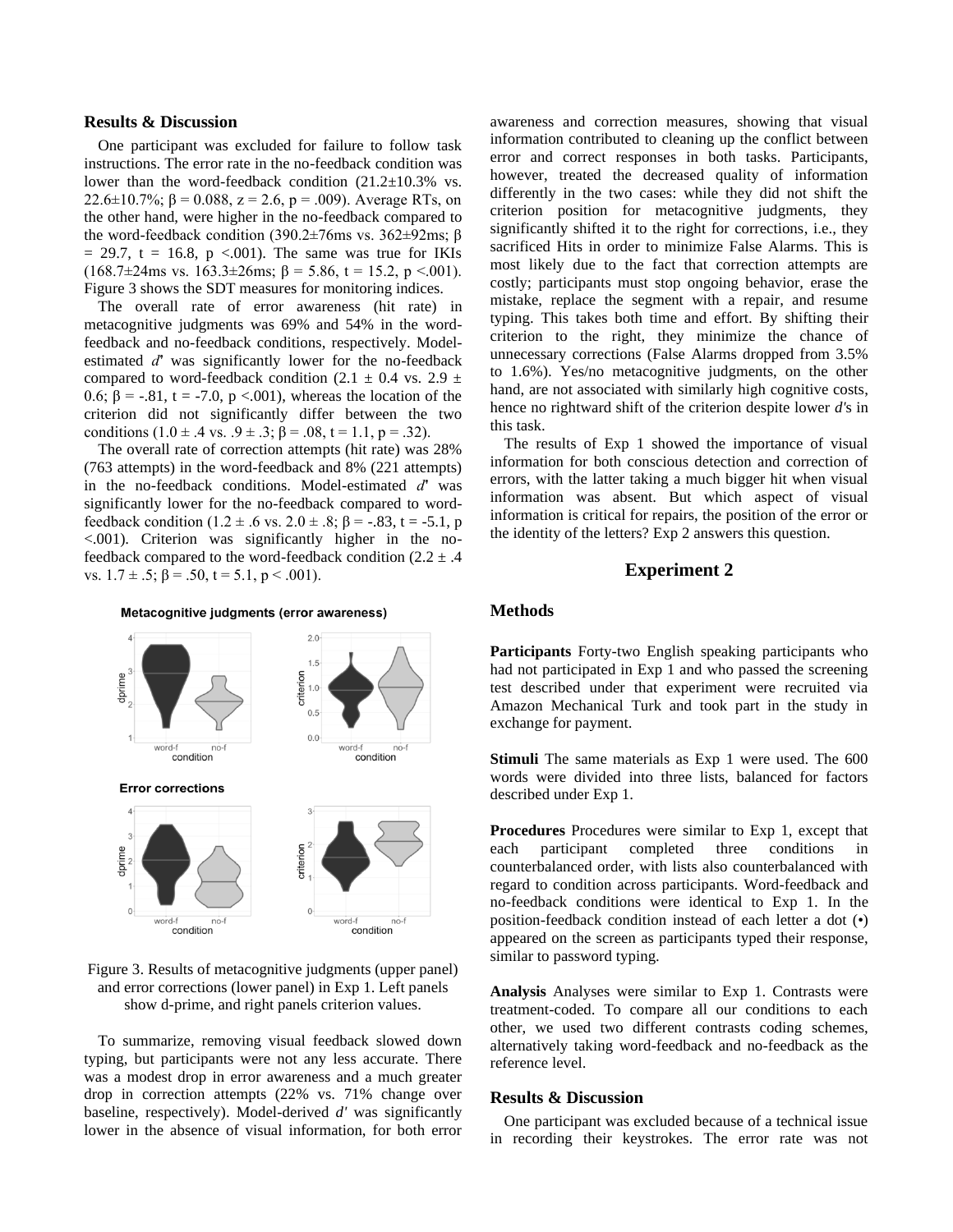### Results & Discussion

One participant was excluded for failure to follow task instructions. The error rate in the no-feedback condition was lower than the word-feedback condition (21.2±10.3% vs. 22.6±10.7%; β = 0.088, z = 2.6, p = .009). Average RTs, on the other hand, were higher in the no-feedback compared to the word-feedback condition (390.2±76ms vs. 362±92ms; β = 29.7, t = 16.8, p <.001). The same was true for IKIs (168.7±24ms vs. 163.3±26ms; β = 5.86, t = 15.2, p <.001). Figure 3 shows the SDT measures for monitoring indices.

The overall rate of error awareness (hit rate) in metacognitive judgments was 69% and 54% in the word-feedback and no-feedback conditions, respectively. Model-estimated *d'* was significantly lower for the no-feedback compared to word-feedback condition (2.1 ± 0.4 vs. 2.9 ± 0.6; β = -.81, t = -7.0, p <.001), whereas the location of the criterion did not significantly differ between the two conditions (1.0 ± .4 vs. .9 ± .3; β = .08, t = 1.1, p = .32).

The overall rate of correction attempts (hit rate) was 28% (763 attempts) in the word-feedback and 8% (221 attempts) in the no-feedback conditions. Model-estimated *d'* was significantly lower for the no-feedback compared to word-feedback condition (1.2 ± .6 vs. 2.0 ± .8; β = -.83, t = -5.1, p <.001). Criterion was significantly higher in the no-feedback compared to the word-feedback condition (2.2 ± .4 vs. 1.7 ± .5; β = .50, t = 5.1, p < .001).

Figure 3. Results of metacognitive judgments (upper panel) and error corrections (lower panel) in Exp 1. Left panels show d-prime, and right panels criterion values.

To summarize, removing visual feedback slowed down typing, but participants were not any less accurate. There was a modest drop in error awareness and a much greater drop in correction attempts (22% vs. 71% change over baseline, respectively). Model-derived *d'* was significantly lower in the absence of visual information, for both error awareness and correction measures, showing that visual information contributed to cleaning up the conflict between error and correct responses in both tasks. Participants, however, treated the decreased quality of information differently in the two cases: while they did not shift the criterion position for metacognitive judgments, they significantly shifted it to the right for corrections, i.e., they sacrificed Hits in order to minimize False Alarms. This is most likely due to the fact that correction attempts are costly; participants must stop ongoing behavior, erase the mistake, replace the segment with a repair, and resume typing. This takes both time and effort. By shifting their criterion to the right, they minimize the chance of unnecessary corrections (False Alarms dropped from 3.5% to 1.6%). Yes/no metacognitive judgments, on the other hand, are not associated with similarly high cognitive costs, hence no rightward shift of the criterion despite lower *d'*s in this task.

The results of Exp 1 showed the importance of visual information for both conscious detection and correction of errors, with the latter taking a much bigger hit when visual information was absent. But which aspect of visual information is critical for repairs, the position of the error or the identity of the letters? Exp 2 answers this question.

## Experiment 2

### Methods

**Participants** Forty-two English speaking participants who had not participated in Exp 1 and who passed the screening test described under that experiment were recruited via Amazon Mechanical Turk and took part in the study in exchange for payment.

**Stimuli** The same materials as Exp 1 were used. The 600 words were divided into three lists, balanced for factors described under Exp 1.

**Procedures** Procedures were similar to Exp 1, except that each participant completed three conditions in counterbalanced order, with lists also counterbalanced with regard to condition across participants. Word-feedback and no-feedback conditions were identical to Exp 1. In the position-feedback condition instead of each letter a dot (•) appeared on the screen as participants typed their response, similar to password typing.

**Analysis** Analyses were similar to Exp 1. Contrasts were treatment-coded. To compare all our conditions to each other, we used two different contrasts coding schemes, alternatively taking word-feedback and no-feedback as the reference level.

### Results & Discussion

One participant was excluded because of a technical issue in recording their keystrokes. The error rate was not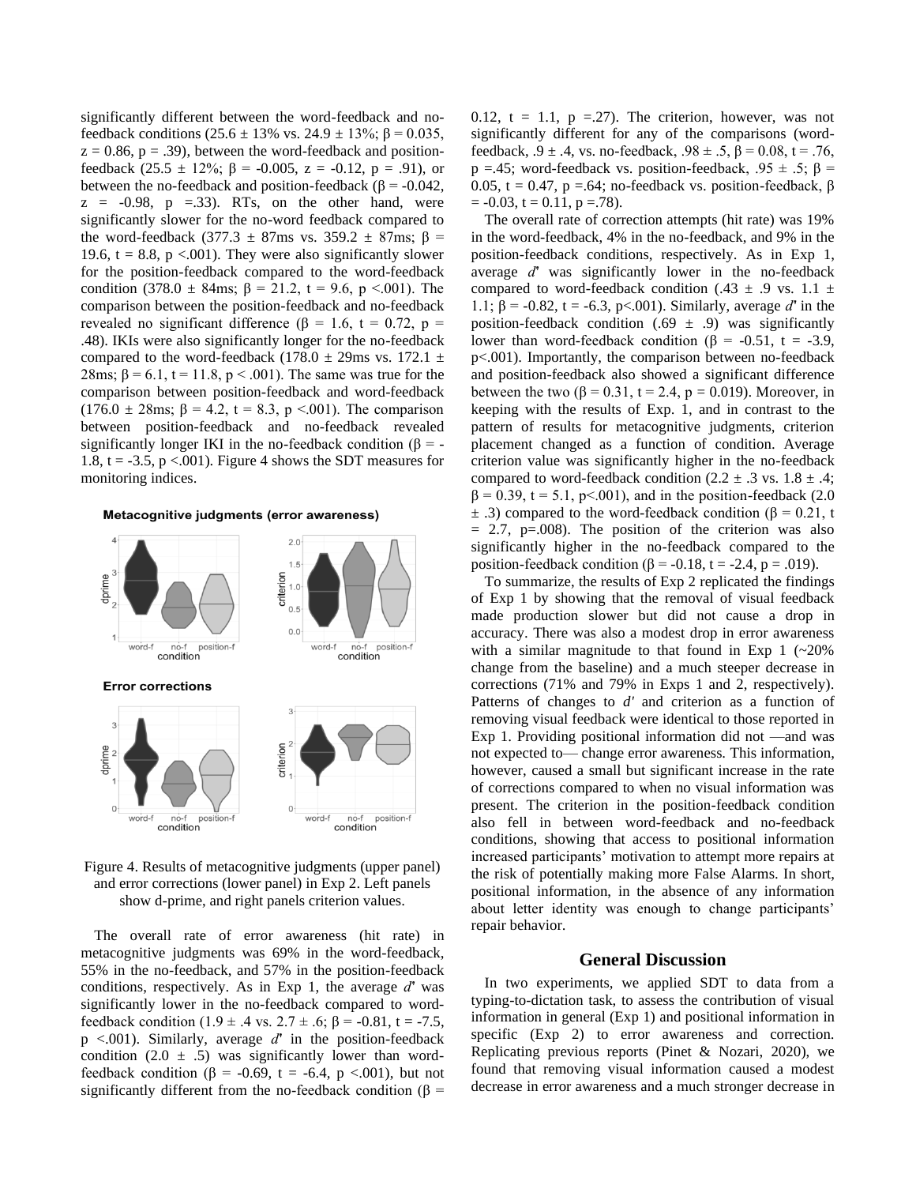significantly different between the word-feedback and no-feedback conditions (25.6 ± 13% vs. 24.9 ± 13%; $\beta = 0.035$, $z = 0.86$, $p = .39$), between the word-feedback and position-feedback (25.5 ± 12%; $\beta = -0.005$, $z = -0.12$, $p = .91$), or between the no-feedback and position-feedback ($\beta = -0.042$, $z = -0.98$, $p = .33$). RTs, on the other hand, were significantly slower for the no-word feedback compared to the word-feedback (377.3 ± 87ms vs. 359.2 ± 87ms; $\beta = 19.6$, $t = 8.8$, $p < .001$). They were also significantly slower for the position-feedback compared to the word-feedback condition (378.0 ± 84ms; $\beta = 21.2$, $t = 9.6$, $p < .001$). The comparison between the position-feedback and no-feedback revealed no significant difference ($\beta = 1.6$, $t = 0.72$, $p = .48$). IKIs were also significantly longer for the no-feedback compared to the word-feedback (178.0 ± 29ms vs. 172.1 ± 28ms; $\beta = 6.1$, $t = 11.8$, $p < .001$). The same was true for the comparison between position-feedback and word-feedback (176.0 ± 28ms; $\beta = 4.2$, $t = 8.3$, $p < .001$). The comparison between position-feedback and no-feedback revealed significantly longer IKI in the no-feedback condition ($\beta = -1.8$, $t = -3.5$, $p < .001$). Figure 4 shows the SDT measures for monitoring indices.

Figure 4. Results of metacognitive judgments (upper panel) and error corrections (lower panel) in Exp 2. Left panels show d-prime, and right panels criterion values.

The overall rate of error awareness (hit rate) in metacognitive judgments was 69% in the word-feedback, 55% in the no-feedback, and 57% in the position-feedback conditions, respectively. As in Exp 1, the average *d'* was significantly lower in the no-feedback compared to word-feedback condition (1.9 ± .4 vs. 2.7 ± .6; $\beta = -0.81$, $t = -7.5$, $p < .001$). Similarly, average *d'* in the position-feedback condition (2.0 ± .5) was significantly lower than word-feedback condition ($\beta = -0.69$, $t = -6.4$, $p < .001$), but not significantly different from the no-feedback condition ($\beta = 0.12$, $t = 1.1$, $p = .27$). The criterion, however, was not significantly different for any of the comparisons (word-feedback, .9 ± .4, vs. no-feedback, .98 ± .5, $\beta = 0.08$, $t = .76$, $p = .45$; word-feedback vs. position-feedback, .95 ± .5; $\beta = 0.05$, $t = 0.47$, $p = .64$; no-feedback vs. position-feedback, $\beta = -0.03$, $t = 0.11$, $p = .78$).

The overall rate of correction attempts (hit rate) was 19% in the word-feedback, 4% in the no-feedback, and 9% in the position-feedback conditions, respectively. As in Exp 1, average *d'* was significantly lower in the no-feedback compared to word-feedback condition (.43 ± .9 vs. 1.1 ± 1.1; $\beta = -0.82$, $t = -6.3$, $p < .001$). Similarly, average *d'* in the position-feedback condition (.69 ± .9) was significantly lower than word-feedback condition ($\beta = -0.51$, $t = -3.9$, $p < .001$). Importantly, the comparison between no-feedback and position-feedback also showed a significant difference between the two ($\beta = 0.31$, $t = 2.4$, $p = 0.019$). Moreover, in keeping with the results of Exp. 1, and in contrast to the pattern of results for metacognitive judgments, criterion placement changed as a function of condition. Average criterion value was significantly higher in the no-feedback compared to word-feedback condition (2.2 ± .3 vs. 1.8 ± .4; $\beta = 0.39$, $t = 5.1$, $p < .001$), and in the position-feedback (2.0 ± .3) compared to the word-feedback condition ($\beta = 0.21$, $t = 2.7$, $p = .008$). The position of the criterion was also significantly higher in the no-feedback compared to the position-feedback condition ($\beta = -0.18$, $t = -2.4$, $p = .019$).

To summarize, the results of Exp 2 replicated the findings of Exp 1 by showing that the removal of visual feedback made production slower but did not cause a drop in accuracy. There was also a modest drop in error awareness with a similar magnitude to that found in Exp 1 (~20% change from the baseline) and a much steeper decrease in corrections (71% and 79% in Exps 1 and 2, respectively). Patterns of changes to *d'* and criterion as a function of removing visual feedback were identical to those reported in Exp 1. Providing positional information did not —and was not expected to— change error awareness. This information, however, caused a small but significant increase in the rate of corrections compared to when no visual information was present. The criterion in the position-feedback condition also fell in between word-feedback and no-feedback conditions, showing that access to positional information increased participants' motivation to attempt more repairs at the risk of potentially making more False Alarms. In short, positional information, in the absence of any information about letter identity was enough to change participants' repair behavior.

## General Discussion

In two experiments, we applied SDT to data from a typing-to-dictation task, to assess the contribution of visual information in general (Exp 1) and positional information in specific (Exp 2) to error awareness and correction. Replicating previous reports (Pinet & Nozari, 2020), we found that removing visual information caused a modest decrease in error awareness and a much stronger decrease in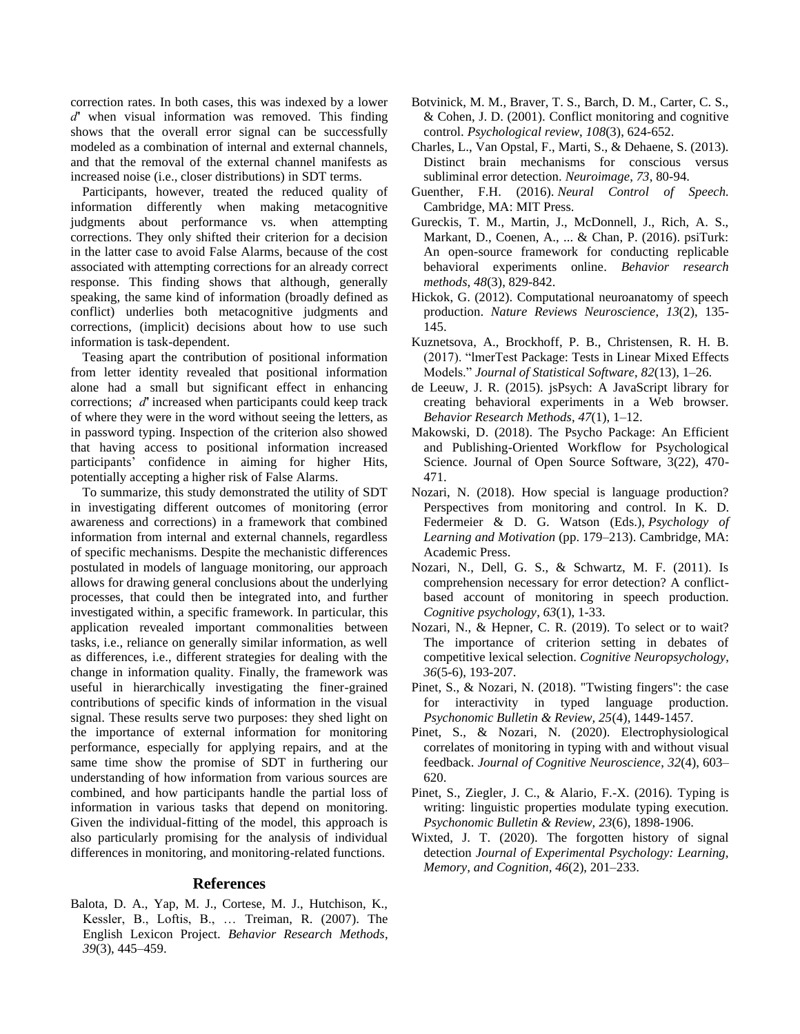correction rates. In both cases, this was indexed by a lower $d'$ when visual information was removed. This finding shows that the overall error signal can be successfully modeled as a combination of internal and external channels, and that the removal of the external channel manifests as increased noise (i.e., closer distributions) in SDT terms.

Participants, however, treated the reduced quality of information differently when making metacognitive judgments about performance vs. when attempting corrections. They only shifted their criterion for a decision in the latter case to avoid False Alarms, because of the cost associated with attempting corrections for an already correct response. This finding shows that although, generally speaking, the same kind of information (broadly defined as conflict) underlies both metacognitive judgments and corrections, (implicit) decisions about how to use such information is task-dependent.

Teasing apart the contribution of positional information from letter identity revealed that positional information alone had a small but significant effect in enhancing corrections; $d'$ increased when participants could keep track of where they were in the word without seeing the letters, as in password typing. Inspection of the criterion also showed that having access to positional information increased participants' confidence in aiming for higher Hits, potentially accepting a higher risk of False Alarms.

To summarize, this study demonstrated the utility of SDT in investigating different outcomes of monitoring (error awareness and corrections) in a framework that combined information from internal and external channels, regardless of specific mechanisms. Despite the mechanistic differences postulated in models of language monitoring, our approach allows for drawing general conclusions about the underlying processes, that could then be integrated into, and further investigated within, a specific framework. In particular, this application revealed important commonalities between tasks, i.e., reliance on generally similar information, as well as differences, i.e., different strategies for dealing with the change in information quality. Finally, the framework was useful in hierarchically investigating the finer-grained contributions of specific kinds of information in the visual signal. These results serve two purposes: they shed light on the importance of external information for monitoring performance, especially for applying repairs, and at the same time show the promise of SDT in furthering our understanding of how information from various sources are combined, and how participants handle the partial loss of information in various tasks that depend on monitoring. Given the individual-fitting of the model, this approach is also particularly promising for the analysis of individual differences in monitoring, and monitoring-related functions.

## References

Balota, D. A., Yap, M. J., Cortese, M. J., Hutchison, K., Kessler, B., Loftis, B., … Treiman, R. (2007). The English Lexicon Project. *Behavior Research Methods*, *39*(3), 445–459.

Botvinick, M. M., Braver, T. S., Barch, D. M., Carter, C. S., & Cohen, J. D. (2001). Conflict monitoring and cognitive control. *Psychological review*, *108*(3), 624-652.

Charles, L., Van Opstal, F., Marti, S., & Dehaene, S. (2013). Distinct brain mechanisms for conscious versus subliminal error detection. *Neuroimage*, *73*, 80-94.

Guenther, F.H. (2016). *Neural Control of Speech.* Cambridge, MA: MIT Press.

Gureckis, T. M., Martin, J., McDonnell, J., Rich, A. S., Markant, D., Coenen, A., ... & Chan, P. (2016). psiTurk: An open-source framework for conducting replicable behavioral experiments online. *Behavior research methods*, *48*(3), 829-842.

Hickok, G. (2012). Computational neuroanatomy of speech production. *Nature Reviews Neuroscience*, *13*(2), 135-145.

Kuznetsova, A., Brockhoff, P. B., Christensen, R. H. B. (2017). "lmerTest Package: Tests in Linear Mixed Effects Models." *Journal of Statistical Software*, *82*(13), 1–26.

de Leeuw, J. R. (2015). jsPsych: A JavaScript library for creating behavioral experiments in a Web browser. *Behavior Research Methods*, *47*(1), 1–12.

Makowski, D. (2018). The Psycho Package: An Efficient and Publishing-Oriented Workflow for Psychological Science. Journal of Open Source Software, 3(22), 470-471.

Nozari, N. (2018). How special is language production? Perspectives from monitoring and control. In K. D. Federmeier & D. G. Watson (Eds.), *Psychology of Learning and Motivation* (pp. 179–213). Cambridge, MA: Academic Press.

Nozari, N., Dell, G. S., & Schwartz, M. F. (2011). Is comprehension necessary for error detection? A conflict-based account of monitoring in speech production. *Cognitive psychology*, *63*(1), 1-33.

Nozari, N., & Hepner, C. R. (2019). To select or to wait? The importance of criterion setting in debates of competitive lexical selection. *Cognitive Neuropsychology*, *36*(5-6), 193-207.

Pinet, S., & Nozari, N. (2018). "Twisting fingers": the case for interactivity in typed language production. *Psychonomic Bulletin & Review, 25*(4), 1449-1457.

Pinet, S., & Nozari, N. (2020). Electrophysiological correlates of monitoring in typing with and without visual feedback. *Journal of Cognitive Neuroscience*, *32*(4), 603–620.

Pinet, S., Ziegler, J. C., & Alario, F.-X. (2016). Typing is writing: linguistic properties modulate typing execution. *Psychonomic Bulletin & Review, 23*(6), 1898-1906.

Wixted, J. T. (2020). The forgotten history of signal detection *Journal of Experimental Psychology: Learning, Memory, and Cognition*, *46*(2), 201–233.